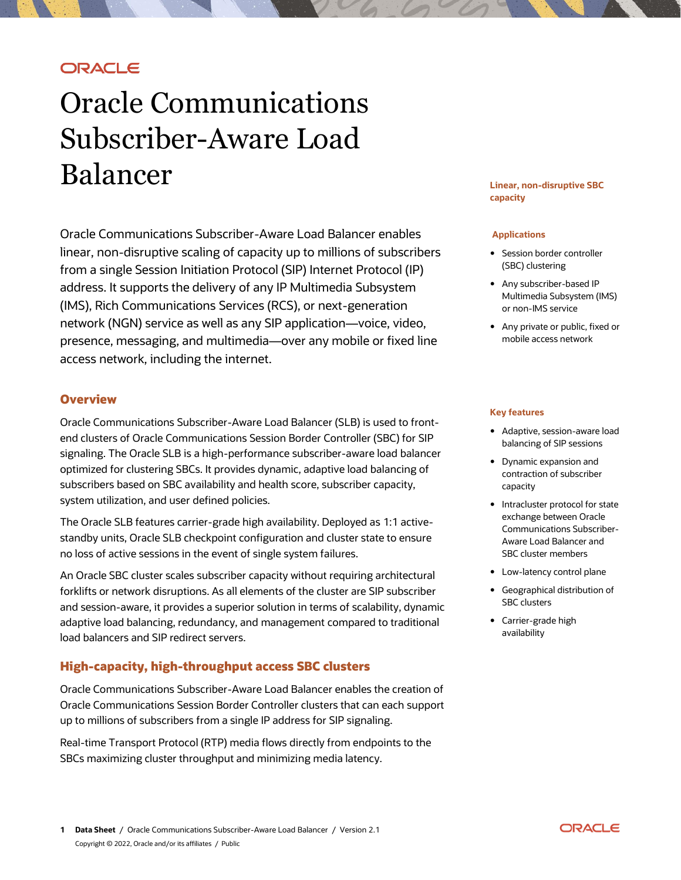# Oracle Communications Subscriber-Aware Load Balancer

Oracle Communications Subscriber-Aware Load Balancer enables linear, non-disruptive scaling of capacity up to millions of subscribers from a single Session Initiation Protocol (SIP) Internet Protocol (IP) address. It supports the delivery of any IP Multimedia Subsystem (IMS), Rich Communications Services (RCS), or next-generation network (NGN) service as well as any SIP application—voice, video, presence, messaging, and multimedia—over any mobile or fixed line access network, including the internet.

**Linear, non-disruptive SBC capacity**

**Applications**

- Session border controller (SBC) clustering
- Any subscriber-based IP Multimedia Subsystem (IMS) or non-IMS service
- Any private or public, fixed or mobile access network

## Overview

Oracle Communications Subscriber-Aware Load Balancer (SLB) is used to front-end clusters of Oracle Communications Session Border Controller (SBC) for SIP signaling. The Oracle SLB is a high-performance subscriber-aware load balancer optimized for clustering SBCs. It provides dynamic, adaptive load balancing of subscribers based on SBC availability and health score, subscriber capacity, system utilization, and user defined policies.

The Oracle SLB features carrier-grade high availability. Deployed as 1:1 active-standby units, Oracle SLB checkpoint configuration and cluster state to ensure no loss of active sessions in the event of single system failures.

An Oracle SBC cluster scales subscriber capacity without requiring architectural forklifts or network disruptions. As all elements of the cluster are SIP subscriber and session-aware, it provides a superior solution in terms of scalability, dynamic adaptive load balancing, redundancy, and management compared to traditional load balancers and SIP redirect servers.

**Key features**

- Adaptive, session-aware load balancing of SIP sessions
- Dynamic expansion and contraction of subscriber capacity
- Intracluster protocol for state exchange between Oracle Communications Subscriber-Aware Load Balancer and SBC cluster members
- Low-latency control plane
- Geographical distribution of SBC clusters
- Carrier-grade high availability

## High-capacity, high-throughput access SBC clusters

Oracle Communications Subscriber-Aware Load Balancer enables the creation of Oracle Communications Session Border Controller clusters that can each support up to millions of subscribers from a single IP address for SIP signaling.

Real-time Transport Protocol (RTP) media flows directly from endpoints to the SBCs maximizing cluster throughput and minimizing media latency.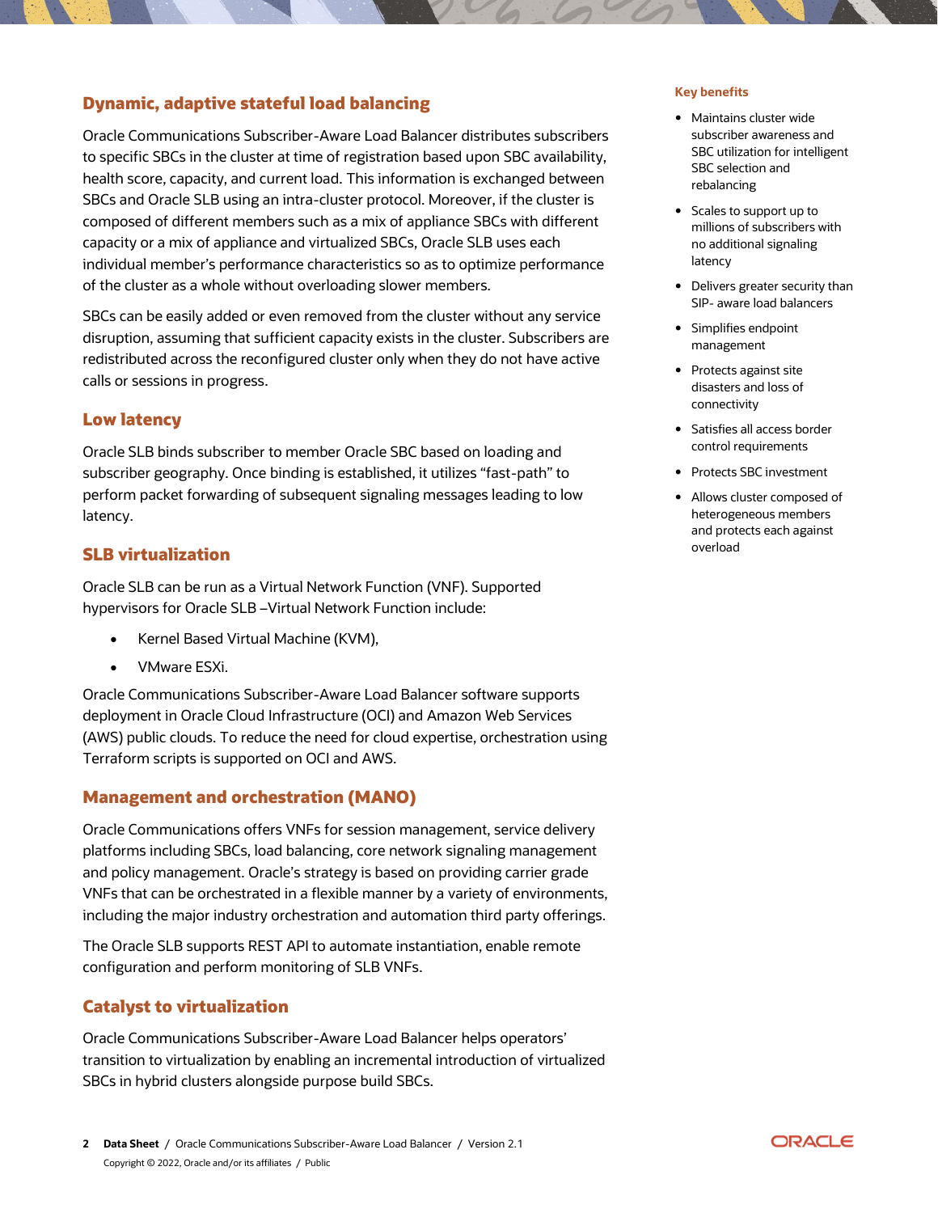## Dynamic, adaptive stateful load balancing

Oracle Communications Subscriber-Aware Load Balancer distributes subscribers to specific SBCs in the cluster at time of registration based upon SBC availability, health score, capacity, and current load. This information is exchanged between SBCs and Oracle SLB using an intra-cluster protocol. Moreover, if the cluster is composed of different members such as a mix of appliance SBCs with different capacity or a mix of appliance and virtualized SBCs, Oracle SLB uses each individual member's performance characteristics so as to optimize performance of the cluster as a whole without overloading slower members.

SBCs can be easily added or even removed from the cluster without any service disruption, assuming that sufficient capacity exists in the cluster. Subscribers are redistributed across the reconfigured cluster only when they do not have active calls or sessions in progress.

## Low latency

Oracle SLB binds subscriber to member Oracle SBC based on loading and subscriber geography. Once binding is established, it utilizes "fast-path" to perform packet forwarding of subsequent signaling messages leading to low latency.

## SLB virtualization

Oracle SLB can be run as a Virtual Network Function (VNF). Supported hypervisors for Oracle SLB –Virtual Network Function include:

- Kernel Based Virtual Machine (KVM),
- VMware ESXi.

Oracle Communications Subscriber-Aware Load Balancer software supports deployment in Oracle Cloud Infrastructure (OCI) and Amazon Web Services (AWS) public clouds. To reduce the need for cloud expertise, orchestration using Terraform scripts is supported on OCI and AWS.

## Management and orchestration (MANO)

Oracle Communications offers VNFs for session management, service delivery platforms including SBCs, load balancing, core network signaling management and policy management. Oracle's strategy is based on providing carrier grade VNFs that can be orchestrated in a flexible manner by a variety of environments, including the major industry orchestration and automation third party offerings.

The Oracle SLB supports REST API to automate instantiation, enable remote configuration and perform monitoring of SLB VNFs.

## Catalyst to virtualization

Oracle Communications Subscriber-Aware Load Balancer helps operators' transition to virtualization by enabling an incremental introduction of virtualized SBCs in hybrid clusters alongside purpose build SBCs.

### Key benefits

- Maintains cluster wide subscriber awareness and SBC utilization for intelligent SBC selection and rebalancing
- Scales to support up to millions of subscribers with no additional signaling latency
- Delivers greater security than SIP- aware load balancers
- Simplifies endpoint management
- Protects against site disasters and loss of connectivity
- Satisfies all access border control requirements
- Protects SBC investment
- Allows cluster composed of heterogeneous members and protects each against overload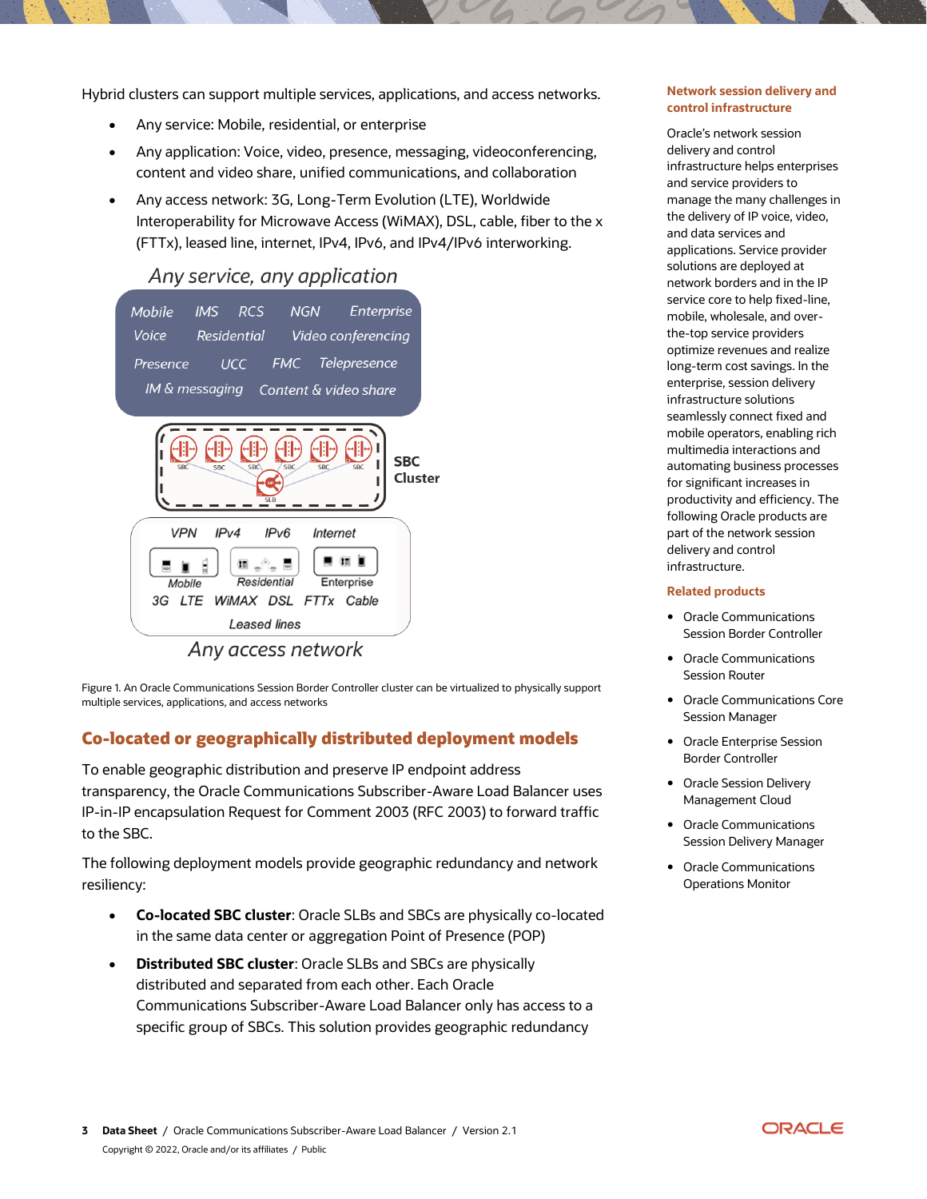Hybrid clusters can support multiple services, applications, and access networks.

- Any service: Mobile, residential, or enterprise
- Any application: Voice, video, presence, messaging, videoconferencing, content and video share, unified communications, and collaboration
- Any access network: 3G, Long-Term Evolution (LTE), Worldwide Interoperability for Microwave Access (WiMAX), DSL, cable, fiber to the x (FTTx), leased line, internet, IPv4, IPv6, and IPv4/IPv6 interworking.

Figure 1. An Oracle Communications Session Border Controller cluster can be virtualized to physically support multiple services, applications, and access networks

## Co-located or geographically distributed deployment models

To enable geographic distribution and preserve IP endpoint address transparency, the Oracle Communications Subscriber-Aware Load Balancer uses IP-in-IP encapsulation Request for Comment 2003 (RFC 2003) to forward traffic to the SBC.

The following deployment models provide geographic redundancy and network resiliency:

- **Co-located SBC cluster**: Oracle SLBs and SBCs are physically co-located in the same data center or aggregation Point of Presence (POP)
- **Distributed SBC cluster**: Oracle SLBs and SBCs are physically distributed and separated from each other. Each Oracle Communications Subscriber-Aware Load Balancer only has access to a specific group of SBCs. This solution provides geographic redundancy

### Network session delivery and control infrastructure

Oracle's network session delivery and control infrastructure helps enterprises and service providers to manage the many challenges in the delivery of IP voice, video, and data services and applications. Service provider solutions are deployed at network borders and in the IP service core to help fixed-line, mobile, wholesale, and over-the-top service providers optimize revenues and realize long-term cost savings. In the enterprise, session delivery infrastructure solutions seamlessly connect fixed and mobile operators, enabling rich multimedia interactions and automating business processes for significant increases in productivity and efficiency. The following Oracle products are part of the network session delivery and control infrastructure.

### Related products

- Oracle Communications Session Border Controller
- Oracle Communications Session Router
- Oracle Communications Core Session Manager
- Oracle Enterprise Session Border Controller
- Oracle Session Delivery Management Cloud
- Oracle Communications Session Delivery Manager
- Oracle Communications Operations Monitor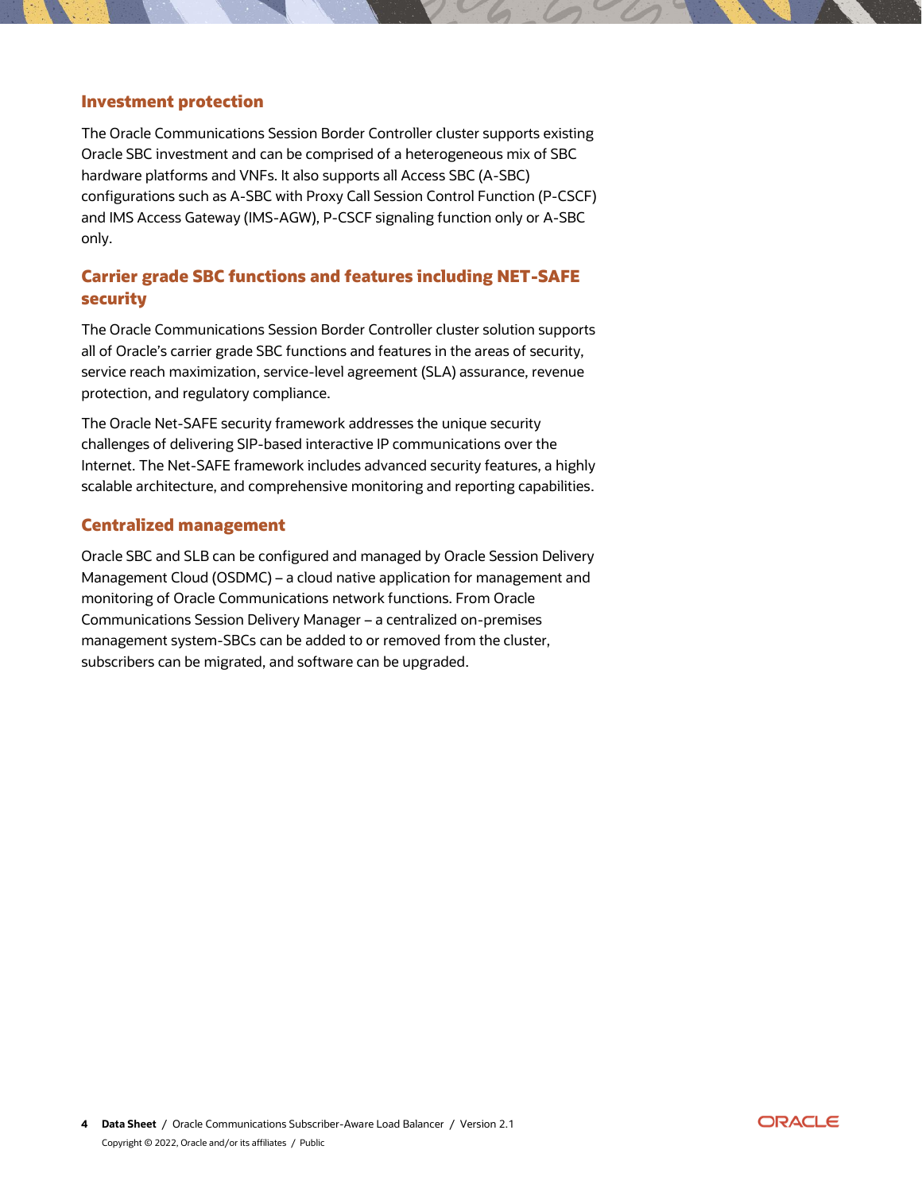### Investment protection

The Oracle Communications Session Border Controller cluster supports existing Oracle SBC investment and can be comprised of a heterogeneous mix of SBC hardware platforms and VNFs. It also supports all Access SBC (A-SBC) configurations such as A-SBC with Proxy Call Session Control Function (P-CSCF) and IMS Access Gateway (IMS-AGW), P-CSCF signaling function only or A-SBC only.

### Carrier grade SBC functions and features including NET-SAFE security

The Oracle Communications Session Border Controller cluster solution supports all of Oracle's carrier grade SBC functions and features in the areas of security, service reach maximization, service-level agreement (SLA) assurance, revenue protection, and regulatory compliance.

The Oracle Net-SAFE security framework addresses the unique security challenges of delivering SIP-based interactive IP communications over the Internet. The Net-SAFE framework includes advanced security features, a highly scalable architecture, and comprehensive monitoring and reporting capabilities.

### Centralized management

Oracle SBC and SLB can be configured and managed by Oracle Session Delivery Management Cloud (OSDMC) – a cloud native application for management and monitoring of Oracle Communications network functions. From Oracle Communications Session Delivery Manager – a centralized on-premises management system-SBCs can be added to or removed from the cluster, subscribers can be migrated, and software can be upgraded.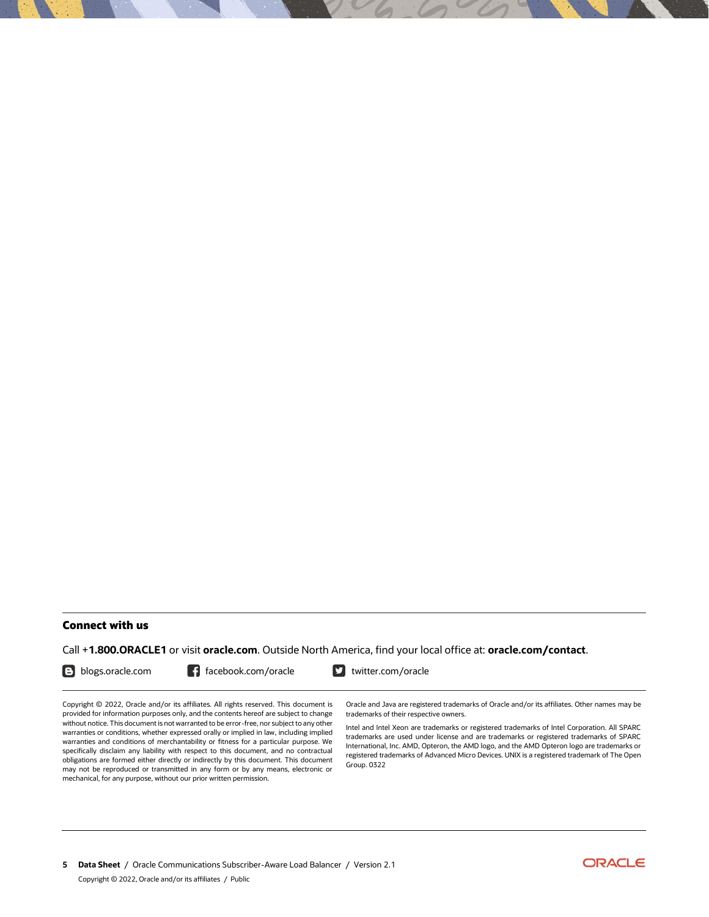## Connect with us

Call +**1.800.ORACLE1** or visit **oracle.com**. Outside North America, find your local office at: **oracle.com/contact**.

blogs.oracle.com facebook.com/oracle twitter.com/oracle

Copyright © 2022, Oracle and/or its affiliates. All rights reserved. This document is provided for information purposes only, and the contents hereof are subject to change without notice. This document is not warranted to be error-free, nor subject to any other warranties or conditions, whether expressed orally or implied in law, including implied warranties and conditions of merchantability or fitness for a particular purpose. We specifically disclaim any liability with respect to this document, and no contractual obligations are formed either directly or indirectly by this document. This document may not be reproduced or transmitted in any form or by any means, electronic or mechanical, for any purpose, without our prior written permission.

Oracle and Java are registered trademarks of Oracle and/or its affiliates. Other names may be trademarks of their respective owners.

Intel and Intel Xeon are trademarks or registered trademarks of Intel Corporation. All SPARC trademarks are used under license and are trademarks or registered trademarks of SPARC International, Inc. AMD, Opteron, the AMD logo, and the AMD Opteron logo are trademarks or registered trademarks of Advanced Micro Devices. UNIX is a registered trademark of The Open Group. 0322